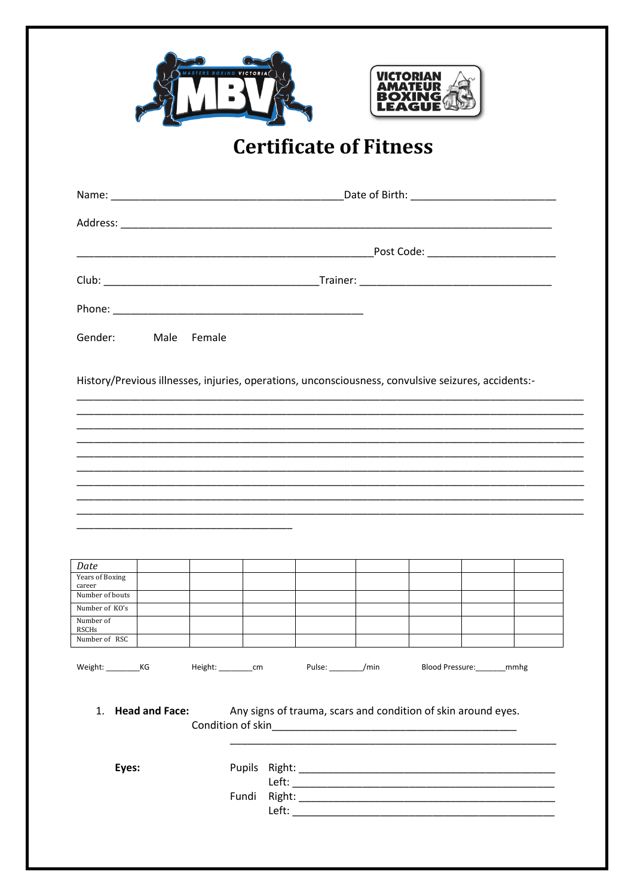# Certificate of Fitness

Name: ______________________________________ Date of Birth: ________________________

Address: ____________________________________________________________________________

_________________________________________________ Post Code: _____________________

Club: ___________________________________ Trainer: ________________________________

Phone: _________________________________________

Gender: Male Female

History/Previous illnesses, injuries, operations, unconsciousness, convulsive seizures, accidents:-

_____________________________________________________________________________________

_____________________________________________________________________________________

_____________________________________________________________________________________

_____________________________________________________________________________________

_____________________________________________________________________________________

_____________________________________________________________________________________

_____________________________________________________________________________________

_____________________________________________________________________________________

_____________________________________________________________________________________

___________________________________

| *Date* | | | | | | | | |
|---|---|---|---|---|---|---|---|---|
| Years of Boxing career | | | | | | | | |
| Number of bouts | | | | | | | | |
| Number of KO's | | | | | | | | |
| Number of RSCHs | | | | | | | | |
| Number of RSC | | | | | | | | |

Weight: ________KG Height: ________cm Pulse: ________/min Blood Pressure:_______mmhg

1. **Head and Face:** Any signs of trauma, scars and condition of skin around eyes.
   Condition of skin___________________________________________
   _____________________________________________________

   **Eyes:**

   Pupils Right: ____________________________________________
   Left: ____________________________________________

   Fundi Right: ____________________________________________
   Left: ____________________________________________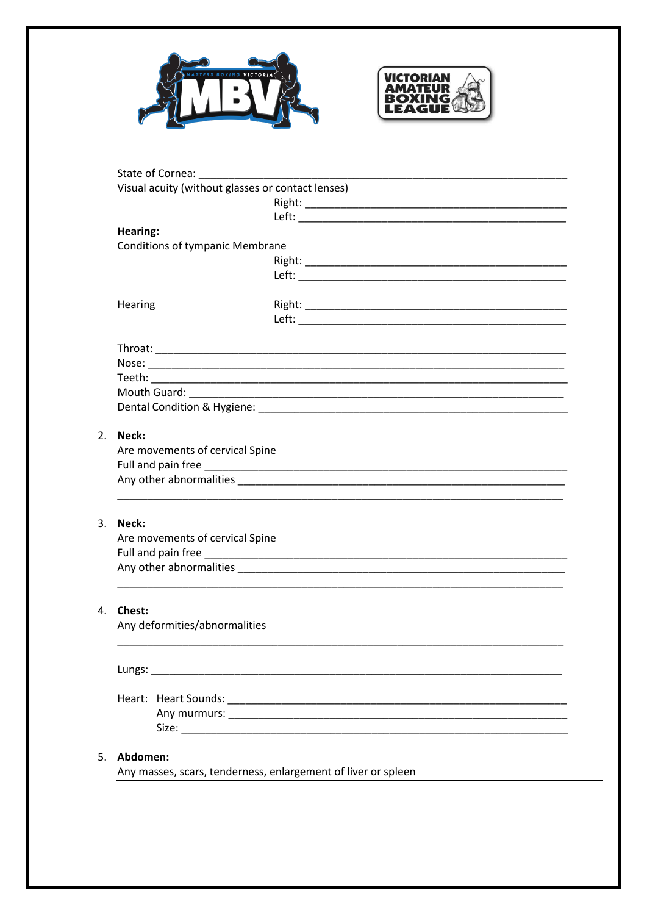State of Cornea: ___________________________________________________________

Visual acuity (without glasses or contact lenses)

Right: _____________________________________________

Left: ______________________________________________

**Hearing:**

Conditions of tympanic Membrane

Right: _____________________________________________

Left: ______________________________________________

Hearing

Right: _____________________________________________

Left: ______________________________________________

Throat: _____________________________________________________________________

Nose: ______________________________________________________________________

Teeth: ______________________________________________________________________

Mouth Guard: ________________________________________________________________

Dental Condition & Hygiene: _____________________________________________________

2. **Neck:**

   Are movements of cervical Spine

   Full and pain free ____________________________________________________________

   Any other abnormalities _______________________________________________________

   ______________________________________________________________________________

3. **Neck:**

   Are movements of cervical Spine

   Full and pain free ____________________________________________________________

   Any other abnormalities _______________________________________________________

   ______________________________________________________________________________

4. **Chest:**

   Any deformities/abnormalities

   ______________________________________________________________________________

   Lungs: ______________________________________________________________________

   Heart: Heart Sounds: _________________________________________________________

   Any murmurs: _________________________________________________________

   Size: ______________________________________________________________

5. **Abdomen:**

   Any masses, scars, tenderness, enlargement of liver or spleen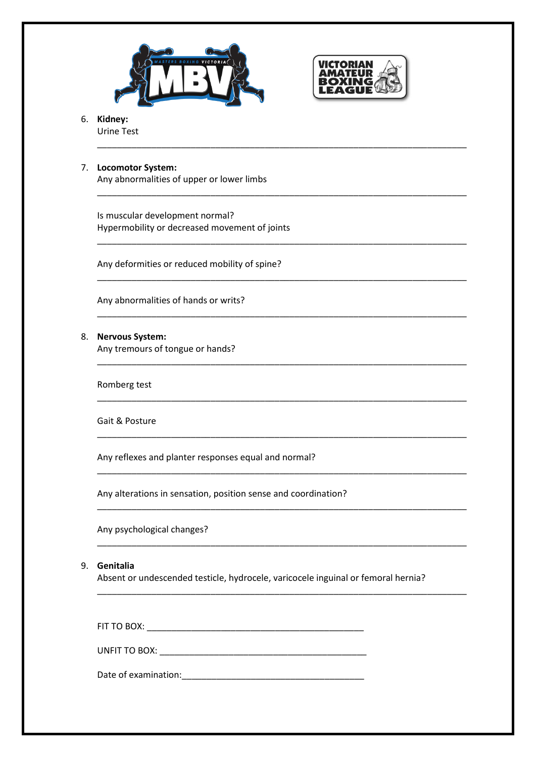6. **Kidney:**
   Urine Test

   ___________________________________________________________________________

7. **Locomotor System:**
   Any abnormalities of upper or lower limbs

   ___________________________________________________________________________

   Is muscular development normal?
   Hypermobility or decreased movement of joints

   ___________________________________________________________________________

   Any deformities or reduced mobility of spine?

   ___________________________________________________________________________

   Any abnormalities of hands or writs?

   ___________________________________________________________________________

8. **Nervous System:**
   Any tremours of tongue or hands?

   ___________________________________________________________________________

   Romberg test

   ___________________________________________________________________________

   Gait & Posture

   ___________________________________________________________________________

   Any reflexes and planter responses equal and normal?

   ___________________________________________________________________________

   Any alterations in sensation, position sense and coordination?

   ___________________________________________________________________________

   Any psychological changes?

   ___________________________________________________________________________

9. **Genitalia**
   Absent or undescended testicle, hydrocele, varicocele inguinal or femoral hernia?

   ___________________________________________________________________________

FIT TO BOX: _____________________________________________

UNFIT TO BOX: ___________________________________________

Date of examination: ______________________________________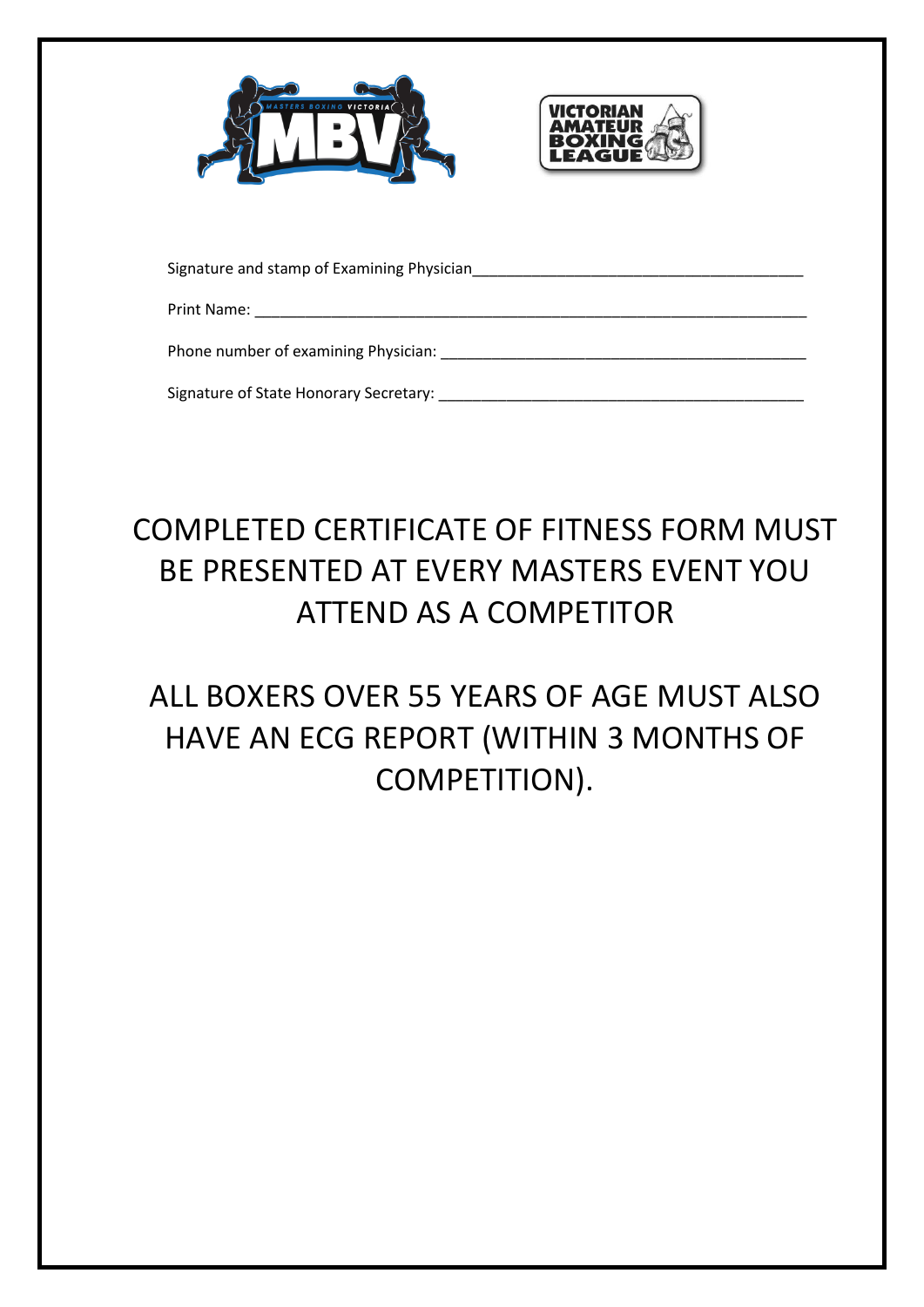Signature and stamp of Examining Physician_______________________________________

Print Name: _______________________________________________________________

Phone number of examining Physician: _____________________________________________

Signature of State Honorary Secretary: _____________________________________________

COMPLETED CERTIFICATE OF FITNESS FORM MUST BE PRESENTED AT EVERY MASTERS EVENT YOU ATTEND AS A COMPETITOR

ALL BOXERS OVER 55 YEARS OF AGE MUST ALSO HAVE AN ECG REPORT (WITHIN 3 MONTHS OF COMPETITION).